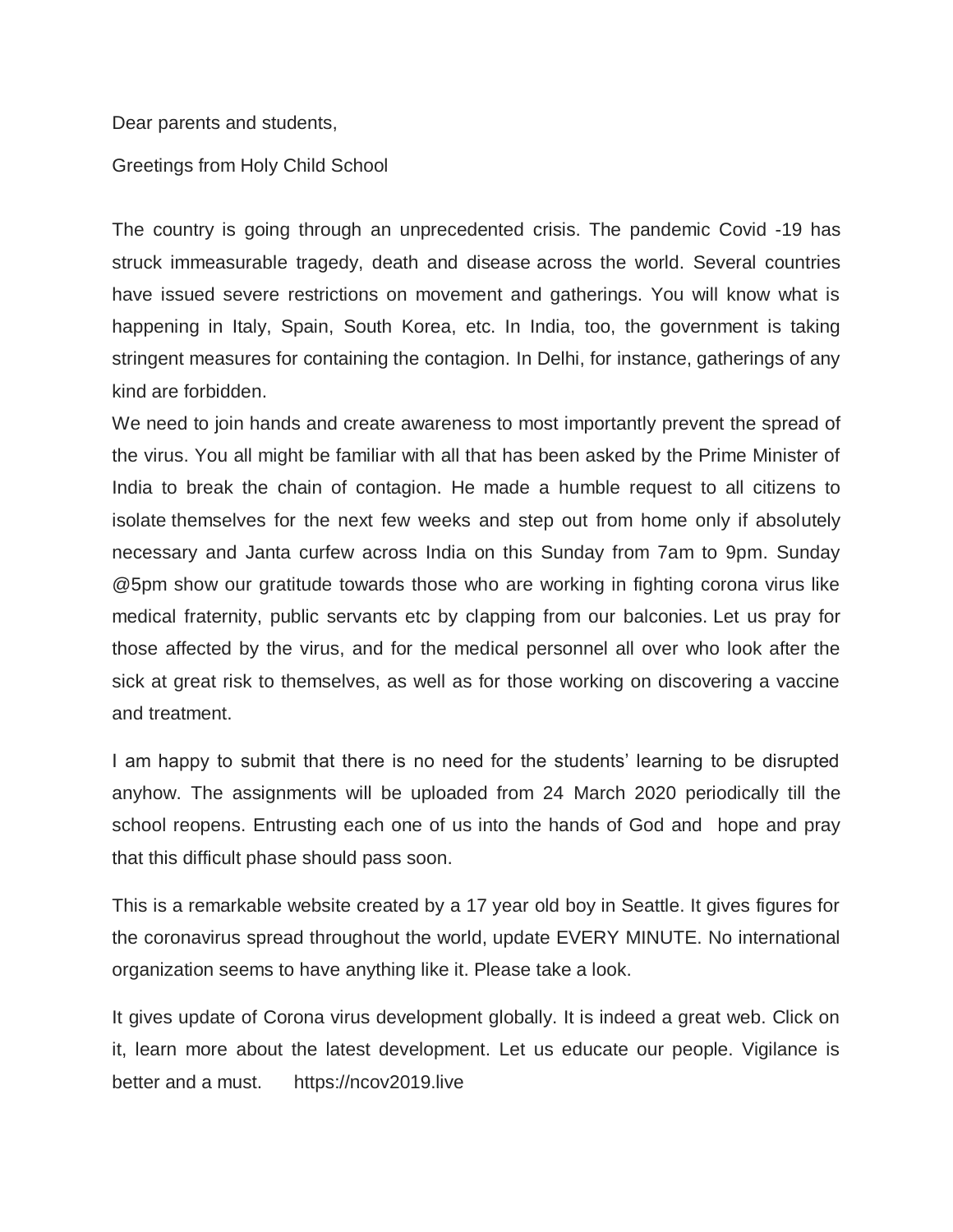Dear parents and students,

Greetings from Holy Child School

The country is going through an unprecedented crisis. The pandemic Covid -19 has struck immeasurable tragedy, death and disease across the world. Several countries have issued severe restrictions on movement and gatherings. You will know what is happening in Italy, Spain, South Korea, etc. In India, too, the government is taking stringent measures for containing the contagion. In Delhi, for instance, gatherings of any kind are forbidden.

We need to join hands and create awareness to most importantly prevent the spread of the virus. You all might be familiar with all that has been asked by the Prime Minister of India to break the chain of contagion. He made a humble request to all citizens to isolate themselves for the next few weeks and step out from home only if absolutely necessary and Janta curfew across India on this Sunday from 7am to 9pm. Sunday @5pm show our gratitude towards those who are working in fighting corona virus like medical fraternity, public servants etc by clapping from our balconies. Let us pray for those affected by the virus, and for the medical personnel all over who look after the sick at great risk to themselves, as well as for those working on discovering a vaccine and treatment.

I am happy to submit that there is no need for the students' learning to be disrupted anyhow. The assignments will be uploaded from 24 March 2020 periodically till the school reopens. Entrusting each one of us into the hands of God and hope and pray that this difficult phase should pass soon.

This is a remarkable website created by a 17 year old boy in Seattle. It gives figures for the coronavirus spread throughout the world, update EVERY MINUTE. No international organization seems to have anything like it. Please take a look.

It gives update of Corona virus development globally. It is indeed a great web. Click on it, learn more about the latest development. Let us educate our people. Vigilance is better and a must. https://ncov2019.live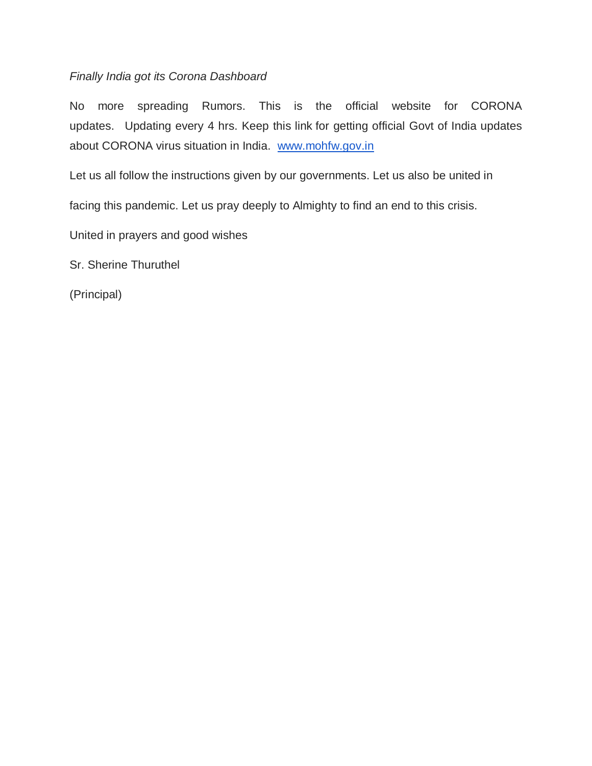*Finally India got its Corona Dashboard*

No more spreading Rumors. This is the official website for CORONA updates. Updating every 4 hrs. Keep this link for getting official Govt of India updates about CORONA virus situation in India. www.mohfw.gov.in

Let us all follow the instructions given by our governments. Let us also be united in facing this pandemic. Let us pray deeply to Almighty to find an end to this crisis.

United in prayers and good wishes

Sr. Sherine Thuruthel

(Principal)